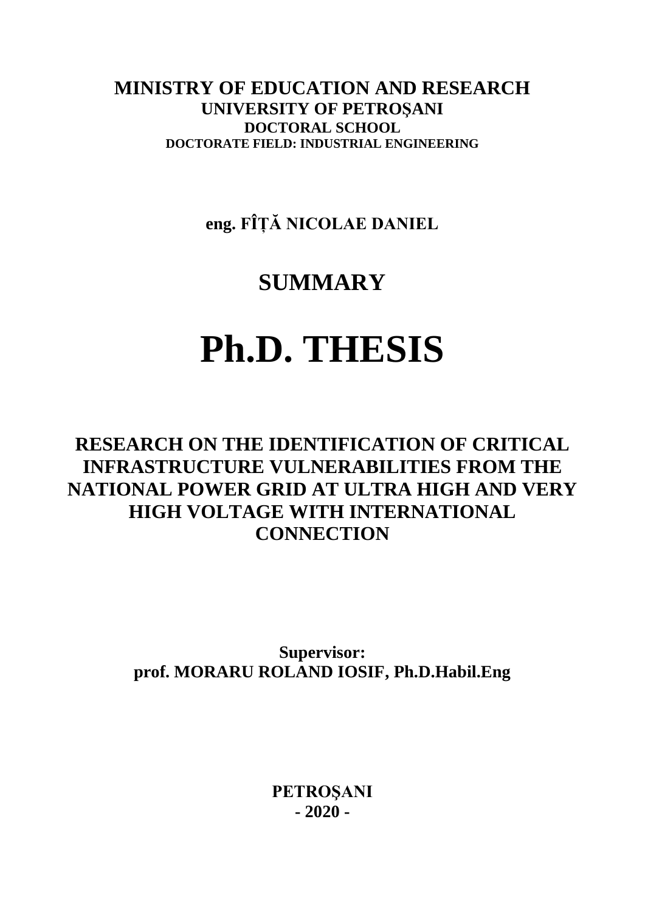**MINISTRY OF EDUCATION AND RESEARCH**
**UNIVERSITY OF PETROŞANI**
**DOCTORAL SCHOOL**
**DOCTORATE FIELD: INDUSTRIAL ENGINEERING**

**eng. FÎȚĂ NICOLAE DANIEL**

# SUMMARY

# Ph.D. THESIS

## RESEARCH ON THE IDENTIFICATION OF CRITICAL INFRASTRUCTURE VULNERABILITIES FROM THE NATIONAL POWER GRID AT ULTRA HIGH AND VERY HIGH VOLTAGE WITH INTERNATIONAL CONNECTION

**Supervisor:**
**prof. MORARU ROLAND IOSIF, Ph.D.Habil.Eng**

**PETROŞANI**
**- 2020 -**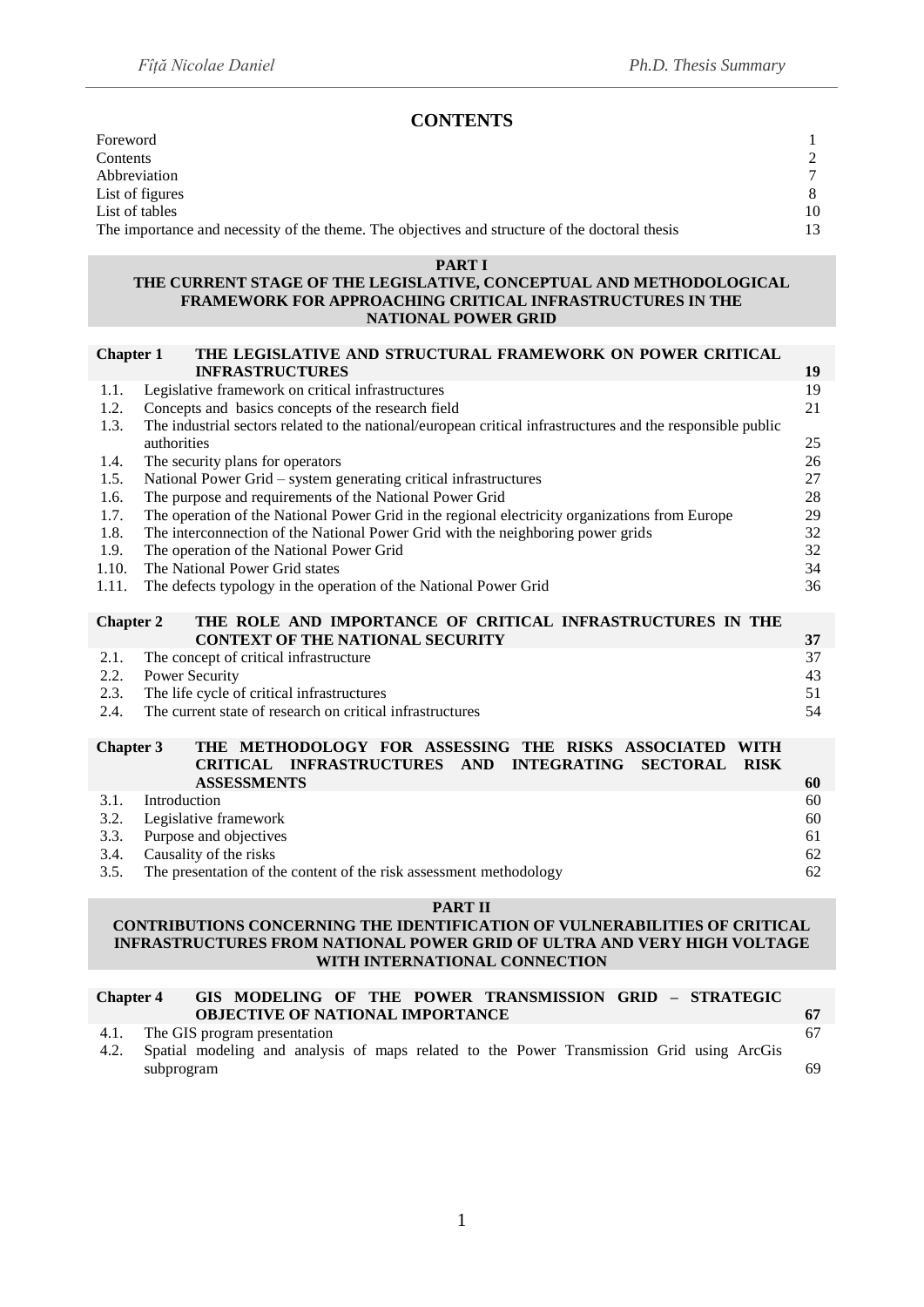# CONTENTS

| | | |
|---|---|---|
| Foreword | | 1 |
| Contents | | 2 |
| Abbreviation | | 7 |
| List of figures | | 8 |
| List of tables | | 10 |
| The importance and necessity of the theme. The objectives and structure of the doctoral thesis | | 13 |

## PART I
## THE CURRENT STAGE OF THE LEGISLATIVE, CONCEPTUAL AND METHODOLOGICAL FRAMEWORK FOR APPROACHING CRITICAL INFRASTRUCTURES IN THE NATIONAL POWER GRID

| | | |
|---|---|---|
| **Chapter 1** | **THE LEGISLATIVE AND STRUCTURAL FRAMEWORK ON POWER CRITICAL INFRASTRUCTURES** | **19** |
| 1.1. | Legislative framework on critical infrastructures | 19 |
| 1.2. | Concepts and basics concepts of the research field | 21 |
| 1.3. | The industrial sectors related to the national/european critical infrastructures and the responsible public authorities | 25 |
| 1.4. | The security plans for operators | 26 |
| 1.5. | National Power Grid – system generating critical infrastructures | 27 |
| 1.6. | The purpose and requirements of the National Power Grid | 28 |
| 1.7. | The operation of the National Power Grid in the regional electricity organizations from Europe | 29 |
| 1.8. | The interconnection of the National Power Grid with the neighboring power grids | 32 |
| 1.9. | The operation of the National Power Grid | 32 |
| 1.10. | The National Power Grid states | 34 |
| 1.11. | The defects typology in the operation of the National Power Grid | 36 |

| | | |
|---|---|---|
| **Chapter 2** | **THE ROLE AND IMPORTANCE OF CRITICAL INFRASTRUCTURES IN THE CONTEXT OF THE NATIONAL SECURITY** | **37** |
| 2.1. | The concept of critical infrastructure | 37 |
| 2.2. | Power Security | 43 |
| 2.3. | The life cycle of critical infrastructures | 51 |
| 2.4. | The current state of research on critical infrastructures | 54 |

| | | |
|---|---|---|
| **Chapter 3** | **THE METHODOLOGY FOR ASSESSING THE RISKS ASSOCIATED WITH CRITICAL INFRASTRUCTURES AND INTEGRATING SECTORAL RISK ASSESSMENTS** | **60** |
| 3.1. | Introduction | 60 |
| 3.2. | Legislative framework | 60 |
| 3.3. | Purpose and objectives | 61 |
| 3.4. | Causality of the risks | 62 |
| 3.5. | The presentation of the content of the risk assessment methodology | 62 |

## PART II
## CONTRIBUTIONS CONCERNING THE IDENTIFICATION OF VULNERABILITIES OF CRITICAL INFRASTRUCTURES FROM NATIONAL POWER GRID OF ULTRA AND VERY HIGH VOLTAGE WITH INTERNATIONAL CONNECTION

| | | |
|---|---|---|
| **Chapter 4** | **GIS MODELING OF THE POWER TRANSMISSION GRID – STRATEGIC OBJECTIVE OF NATIONAL IMPORTANCE** | **67** |
| 4.1. | The GIS program presentation | 67 |
| 4.2. | Spatial modeling and analysis of maps related to the Power Transmission Grid using ArcGis subprogram | 69 |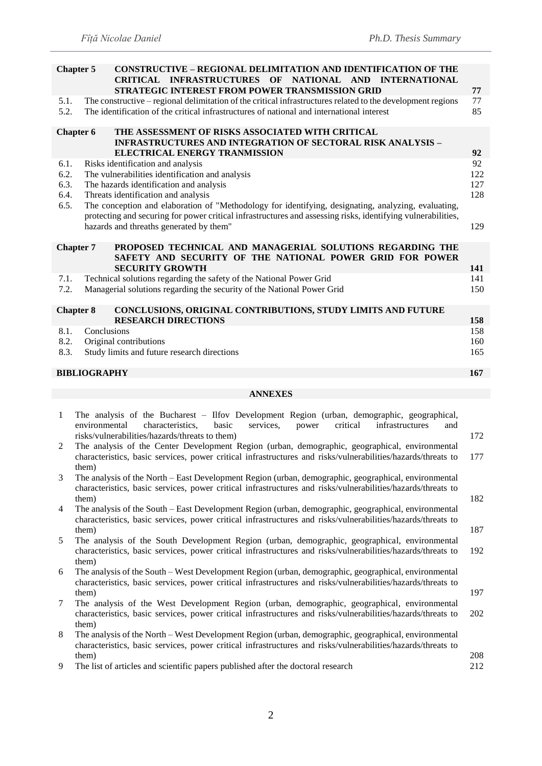| | | |
|---|---|---|
| **Chapter 5** | **CONSTRUCTIVE – REGIONAL DELIMITATION AND IDENTIFICATION OF THE CRITICAL INFRASTRUCTURES OF NATIONAL AND INTERNATIONAL STRATEGIC INTEREST FROM POWER TRANSMISSION GRID** | **77** |
| 5.1. | The constructive – regional delimitation of the critical infrastructures related to the development regions | 77 |
| 5.2. | The identification of the critical infrastructures of national and international interest | 85 |
| **Chapter 6** | **THE ASSESSMENT OF RISKS ASSOCIATED WITH CRITICAL INFRASTRUCTURES AND INTEGRATION OF SECTORAL RISK ANALYSIS – ELECTRICAL ENERGY TRANMISSION** | **92** |
| 6.1. | Risks identification and analysis | 92 |
| 6.2. | The vulnerabilities identification and analysis | 122 |
| 6.3. | The hazards identification and analysis | 127 |
| 6.4. | Threats identification and analysis | 128 |
| 6.5. | The conception and elaboration of "Methodology for identifying, designating, analyzing, evaluating, protecting and securing for power critical infrastructures and assessing risks, identifying vulnerabilities, hazards and threaths generated by them" | 129 |
| **Chapter 7** | **PROPOSED TECHNICAL AND MANAGERIAL SOLUTIONS REGARDING THE SAFETY AND SECURITY OF THE NATIONAL POWER GRID FOR POWER SECURITY GROWTH** | **141** |
| 7.1. | Technical solutions regarding the safety of the National Power Grid | 141 |
| 7.2. | Managerial solutions regarding the security of the National Power Grid | 150 |
| **Chapter 8** | **CONCLUSIONS, ORIGINAL CONTRIBUTIONS, STUDY LIMITS AND FUTURE RESEARCH DIRECTIONS** | **158** |
| 8.1. | Conclusions | 158 |
| 8.2. | Original contributions | 160 |
| 8.3. | Study limits and future research directions | 165 |
| **BIBLIOGRAPHY** | | **167** |

**ANNEXES**

| | | |
|---|---|---|
| 1 | The analysis of the Bucharest – Ilfov Development Region (urban, demographic, geographical, environmental characteristics, basic services, power critical infrastructures and risks/vulnerabilities/hazards/threats to them) | 172 |
| 2 | The analysis of the Center Development Region (urban, demographic, geographical, environmental characteristics, basic services, power critical infrastructures and risks/vulnerabilities/hazards/threats to them) | 177 |
| 3 | The analysis of the North – East Development Region (urban, demographic, geographical, environmental characteristics, basic services, power critical infrastructures and risks/vulnerabilities/hazards/threats to them) | 182 |
| 4 | The analysis of the South – East Development Region (urban, demographic, geographical, environmental characteristics, basic services, power critical infrastructures and risks/vulnerabilities/hazards/threats to them) | 187 |
| 5 | The analysis of the South Development Region (urban, demographic, geographical, environmental characteristics, basic services, power critical infrastructures and risks/vulnerabilities/hazards/threats to them) | 192 |
| 6 | The analysis of the South – West Development Region (urban, demographic, geographical, environmental characteristics, basic services, power critical infrastructures and risks/vulnerabilities/hazards/threats to them) | 197 |
| 7 | The analysis of the West Development Region (urban, demographic, geographical, environmental characteristics, basic services, power critical infrastructures and risks/vulnerabilities/hazards/threats to them) | 202 |
| 8 | The analysis of the North – West Development Region (urban, demographic, geographical, environmental characteristics, basic services, power critical infrastructures and risks/vulnerabilities/hazards/threats to them) | 208 |
| 9 | The list of articles and scientific papers published after the doctoral research | 212 |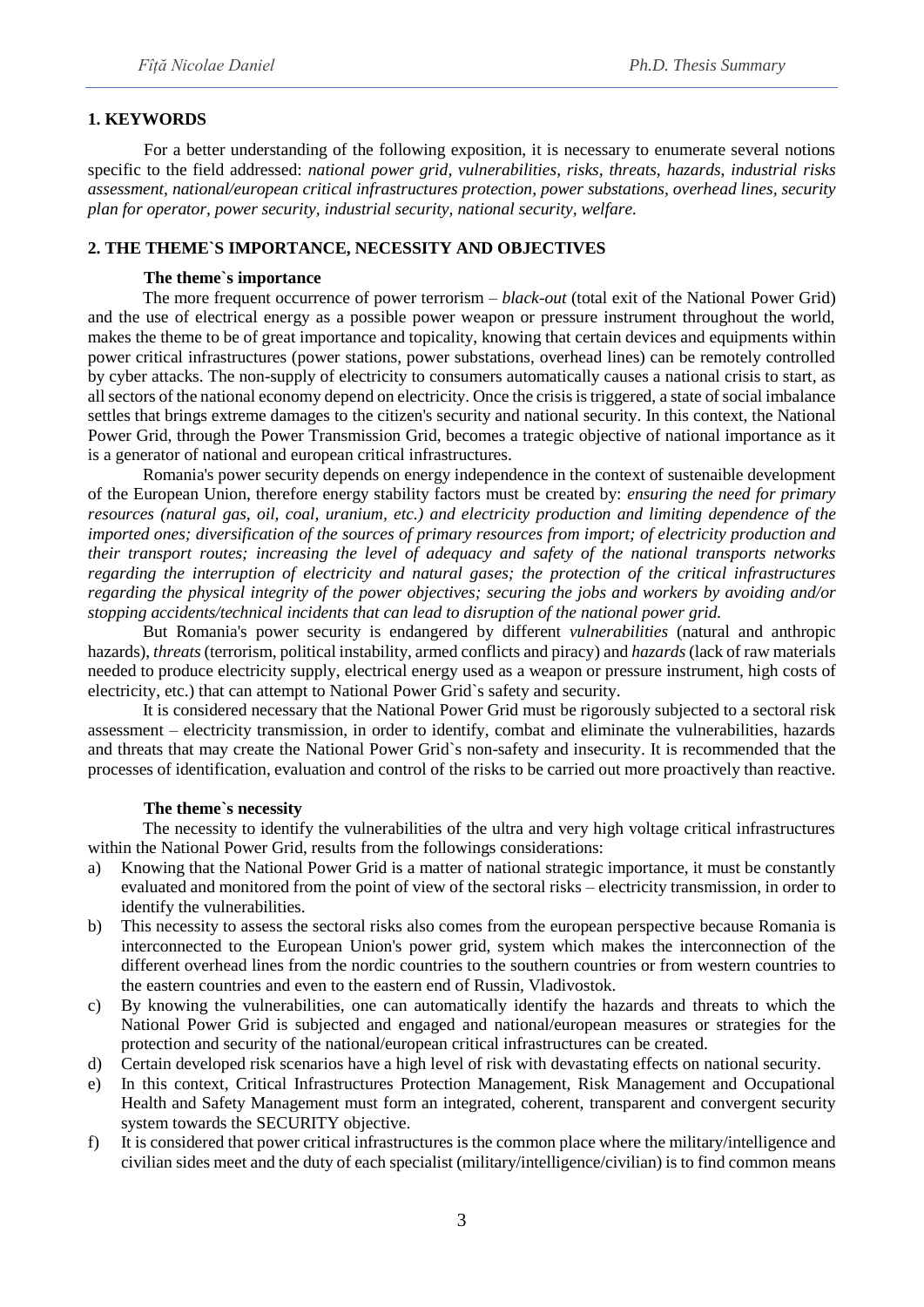## 1. KEYWORDS

For a better understanding of the following exposition, it is necessary to enumerate several notions specific to the field addressed: *national power grid, vulnerabilities, risks, threats, hazards, industrial risks assessment, national/european critical infrastructures protection, power substations, overhead lines, security plan for operator, power security, industrial security, national security, welfare.*

## 2. THE THEME`S IMPORTANCE, NECESSITY AND OBJECTIVES

### The theme`s importance

The more frequent occurrence of power terrorism – *black-out* (total exit of the National Power Grid) and the use of electrical energy as a possible power weapon or pressure instrument throughout the world, makes the theme to be of great importance and topicality, knowing that certain devices and equipments within power critical infrastructures (power stations, power substations, overhead lines) can be remotely controlled by cyber attacks. The non-supply of electricity to consumers automatically causes a national crisis to start, as all sectors of the national economy depend on electricity. Once the crisis is triggered, a state of social imbalance settles that brings extreme damages to the citizen's security and national security. In this context, the National Power Grid, through the Power Transmission Grid, becomes a trategic objective of national importance as it is a generator of national and european critical infrastructures.

Romania's power security depends on energy independence in the context of sustenaible development of the European Union, therefore energy stability factors must be created by: *ensuring the need for primary resources (natural gas, oil, coal, uranium, etc.) and electricity production and limiting dependence of the imported ones; diversification of the sources of primary resources from import; of electricity production and their transport routes; increasing the level of adequacy and safety of the national transports networks regarding the interruption of electricity and natural gases; the protection of the critical infrastructures regarding the physical integrity of the power objectives; securing the jobs and workers by avoiding and/or stopping accidents/technical incidents that can lead to disruption of the national power grid.*

But Romania's power security is endangered by different *vulnerabilities* (natural and anthropic hazards), *threats* (terrorism, political instability, armed conflicts and piracy) and *hazards* (lack of raw materials needed to produce electricity supply, electrical energy used as a weapon or pressure instrument, high costs of electricity, etc.) that can attempt to National Power Grid`s safety and security.

It is considered necessary that the National Power Grid must be rigorously subjected to a sectoral risk assessment – electricity transmission, in order to identify, combat and eliminate the vulnerabilities, hazards and threats that may create the National Power Grid`s non-safety and insecurity. It is recommended that the processes of identification, evaluation and control of the risks to be carried out more proactively than reactive.

### The theme`s necessity

The necessity to identify the vulnerabilities of the ultra and very high voltage critical infrastructures within the National Power Grid, results from the followings considerations:

a) Knowing that the National Power Grid is a matter of national strategic importance, it must be constantly evaluated and monitored from the point of view of the sectoral risks – electricity transmission, in order to identify the vulnerabilities.
b) This necessity to assess the sectoral risks also comes from the european perspective because Romania is interconnected to the European Union's power grid, system which makes the interconnection of the different overhead lines from the nordic countries to the southern countries or from western countries to the eastern countries and even to the eastern end of Russin, Vladivostok.
c) By knowing the vulnerabilities, one can automatically identify the hazards and threats to which the National Power Grid is subjected and engaged and national/european measures or strategies for the protection and security of the national/european critical infrastructures can be created.
d) Certain developed risk scenarios have a high level of risk with devastating effects on national security.
e) In this context, Critical Infrastructures Protection Management, Risk Management and Occupational Health and Safety Management must form an integrated, coherent, transparent and convergent security system towards the SECURITY objective.
f) It is considered that power critical infrastructures is the common place where the military/intelligence and civilian sides meet and the duty of each specialist (military/intelligence/civilian) is to find common means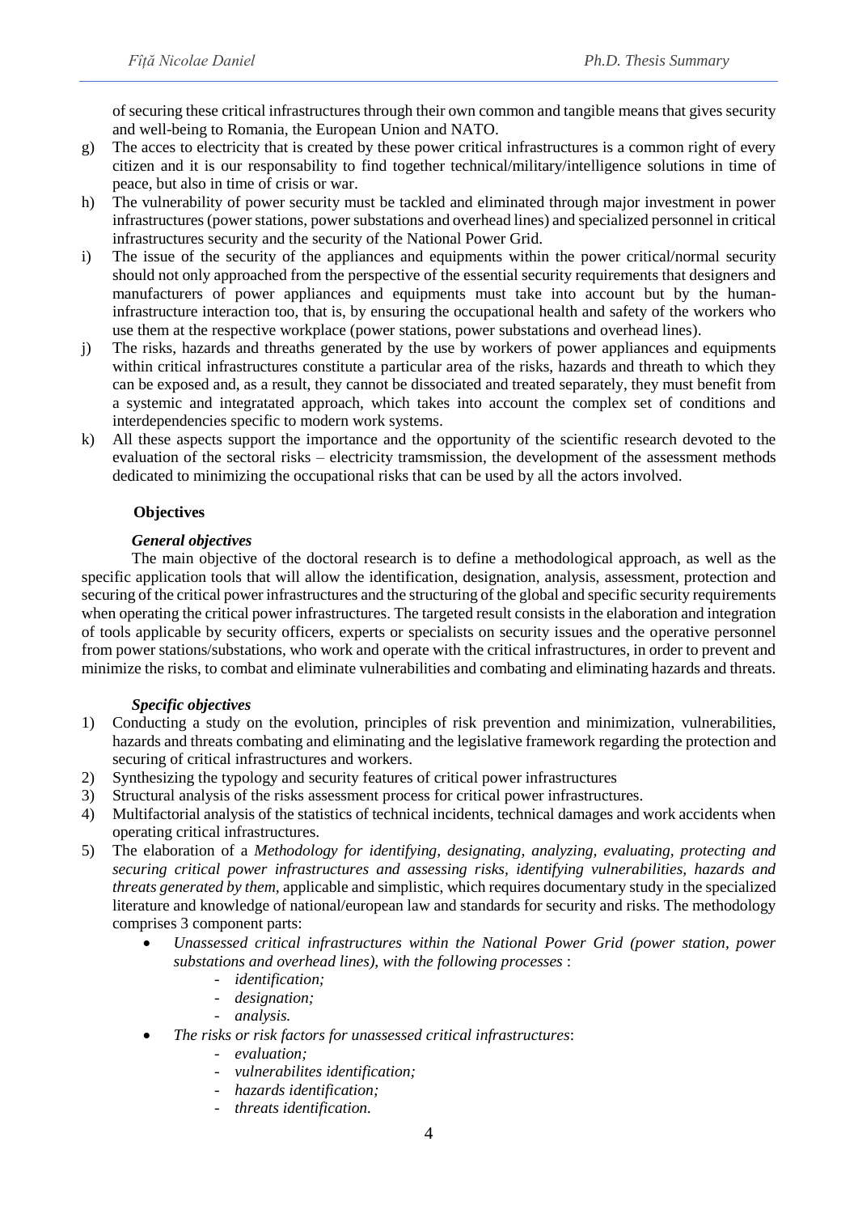of securing these critical infrastructures through their own common and tangible means that gives security and well-being to Romania, the European Union and NATO.

g) The acces to electricity that is created by these power critical infrastructures is a common right of every citizen and it is our responsability to find together technical/military/intelligence solutions in time of peace, but also in time of crisis or war.

h) The vulnerability of power security must be tackled and eliminated through major investment in power infrastructures (power stations, power substations and overhead lines) and specialized personnel in critical infrastructures security and the security of the National Power Grid.

i) The issue of the security of the appliances and equipments within the power critical/normal security should not only approached from the perspective of the essential security requirements that designers and manufacturers of power appliances and equipments must take into account but by the human-infrastructure interaction too, that is, by ensuring the occupational health and safety of the workers who use them at the respective workplace (power stations, power substations and overhead lines).

j) The risks, hazards and threaths generated by the use by workers of power appliances and equipments within critical infrastructures constitute a particular area of the risks, hazards and threath to which they can be exposed and, as a result, they cannot be dissociated and treated separately, they must benefit from a systemic and integratated approach, which takes into account the complex set of conditions and interdependencies specific to modern work systems.

k) All these aspects support the importance and the opportunity of the scientific research devoted to the evaluation of the sectoral risks – electricity tramsmission, the development of the assessment methods dedicated to minimizing the occupational risks that can be used by all the actors involved.

## Objectives

### *General objectives*

The main objective of the doctoral research is to define a methodological approach, as well as the specific application tools that will allow the identification, designation, analysis, assessment, protection and securing of the critical power infrastructures and the structuring of the global and specific security requirements when operating the critical power infrastructures. The targeted result consists in the elaboration and integration of tools applicable by security officers, experts or specialists on security issues and the operative personnel from power stations/substations, who work and operate with the critical infrastructures, in order to prevent and minimize the risks, to combat and eliminate vulnerabilities and combating and eliminating hazards and threats.

### *Specific objectives*

1) Conducting a study on the evolution, principles of risk prevention and minimization, vulnerabilities, hazards and threats combating and eliminating and the legislative framework regarding the protection and securing of critical infrastructures and workers.
2) Synthesizing the typology and security features of critical power infrastructures
3) Structural analysis of the risks assessment process for critical power infrastructures.
4) Multifactorial analysis of the statistics of technical incidents, technical damages and work accidents when operating critical infrastructures.
5) The elaboration of a *Methodology for identifying, designating, analyzing, evaluating, protecting and securing critical power infrastructures and assessing risks, identifying vulnerabilities, hazards and threats generated by them*, applicable and simplistic, which requires documentary study in the specialized literature and knowledge of national/european law and standards for security and risks. The methodology comprises 3 component parts:
   - *Unassessed critical infrastructures within the National Power Grid (power station, power substations and overhead lines), with the following processes* :
     - *identification;*
     - *designation;*
     - *analysis.*
   - *The risks or risk factors for unassessed critical infrastructures*:
     - *evaluation;*
     - *vulnerabilites identification;*
     - *hazards identification;*
     - *threats identification.*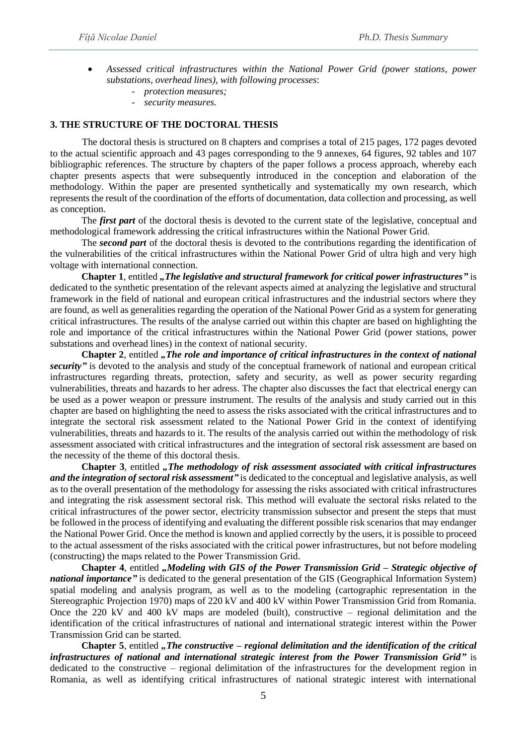- *Assessed critical infrastructures within the National Power Grid (power stations, power substations, overhead lines), with following processes*:
  - *protection measures;*
  - *security measures.*

## 3. THE STRUCTURE OF THE DOCTORAL THESIS

The doctoral thesis is structured on 8 chapters and comprises a total of 215 pages, 172 pages devoted to the actual scientific approach and 43 pages corresponding to the 9 annexes, 64 figures, 92 tables and 107 bibliographic references. The structure by chapters of the paper follows a process approach, whereby each chapter presents aspects that were subsequently introduced in the conception and elaboration of the methodology. Within the paper are presented synthetically and systematically my own research, which represents the result of the coordination of the efforts of documentation, data collection and processing, as well as conception.

The ***first part*** of the doctoral thesis is devoted to the current state of the legislative, conceptual and methodological framework addressing the critical infrastructures within the National Power Grid.

The ***second part*** of the doctoral thesis is devoted to the contributions regarding the identification of the vulnerabilities of the critical infrastructures within the National Power Grid of ultra high and very high voltage with international connection.

**Chapter 1**, entitled ***„The legislative and structural framework for critical power infrastructures"*** is dedicated to the synthetic presentation of the relevant aspects aimed at analyzing the legislative and structural framework in the field of national and european critical infrastructures and the industrial sectors where they are found, as well as generalities regarding the operation of the National Power Grid as a system for generating critical infrastructures. The results of the analyse carried out within this chapter are based on highlighting the role and importance of the critical infrastructures within the National Power Grid (power stations, power substations and overhead lines) in the context of national security.

**Chapter 2**, entitled ***„The role and importance of critical infrastructures in the context of national security"*** is devoted to the analysis and study of the conceptual framework of national and european critical infrastructures regarding threats, protection, safety and security, as well as power security regarding vulnerabilities, threats and hazards to her adress. The chapter also discusses the fact that electrical energy can be used as a power weapon or pressure instrument. The results of the analysis and study carried out in this chapter are based on highlighting the need to assess the risks associated with the critical infrastructures and to integrate the sectoral risk assessment related to the National Power Grid in the context of identifying vulnerabilities, threats and hazards to it. The results of the analysis carried out within the methodology of risk assessment associated with critical infrastructures and the integration of sectoral risk assessment are based on the necessity of the theme of this doctoral thesis.

**Chapter 3**, entitled ***„The methodology of risk assessment associated with critical infrastructures and the integration of sectoral risk assessment"*** is dedicated to the conceptual and legislative analysis, as well as to the overall presentation of the methodology for assessing the risks associated with critical infrastructures and integrating the risk assessment sectoral risk. This method will evaluate the sectoral risks related to the critical infrastructures of the power sector, electricity transmission subsector and present the steps that must be followed in the process of identifying and evaluating the different possible risk scenarios that may endanger the National Power Grid. Once the method is known and applied correctly by the users, it is possible to proceed to the actual assessment of the risks associated with the critical power infrastructures, but not before modeling (constructing) the maps related to the Power Transmission Grid.

**Chapter 4**, entitled ***„Modeling with GIS of the Power Transmission Grid – Strategic objective of national importance"*** is dedicated to the general presentation of the GIS (Geographical Information System) spatial modeling and analysis program, as well as to the modeling (cartographic representation in the Stereographic Projection 1970) maps of 220 kV and 400 kV within Power Transmission Grid from Romania. Once the 220 kV and 400 kV maps are modeled (built), constructive – regional delimitation and the identification of the critical infrastructures of national and international strategic interest within the Power Transmission Grid can be started.

**Chapter 5**, entitled ***„The constructive – regional delimitation and the identification of the critical infrastructures of national and international strategic interest from the Power Transmission Grid"*** is dedicated to the constructive – regional delimitation of the infrastructures for the development region in Romania, as well as identifying critical infrastructures of national strategic interest with international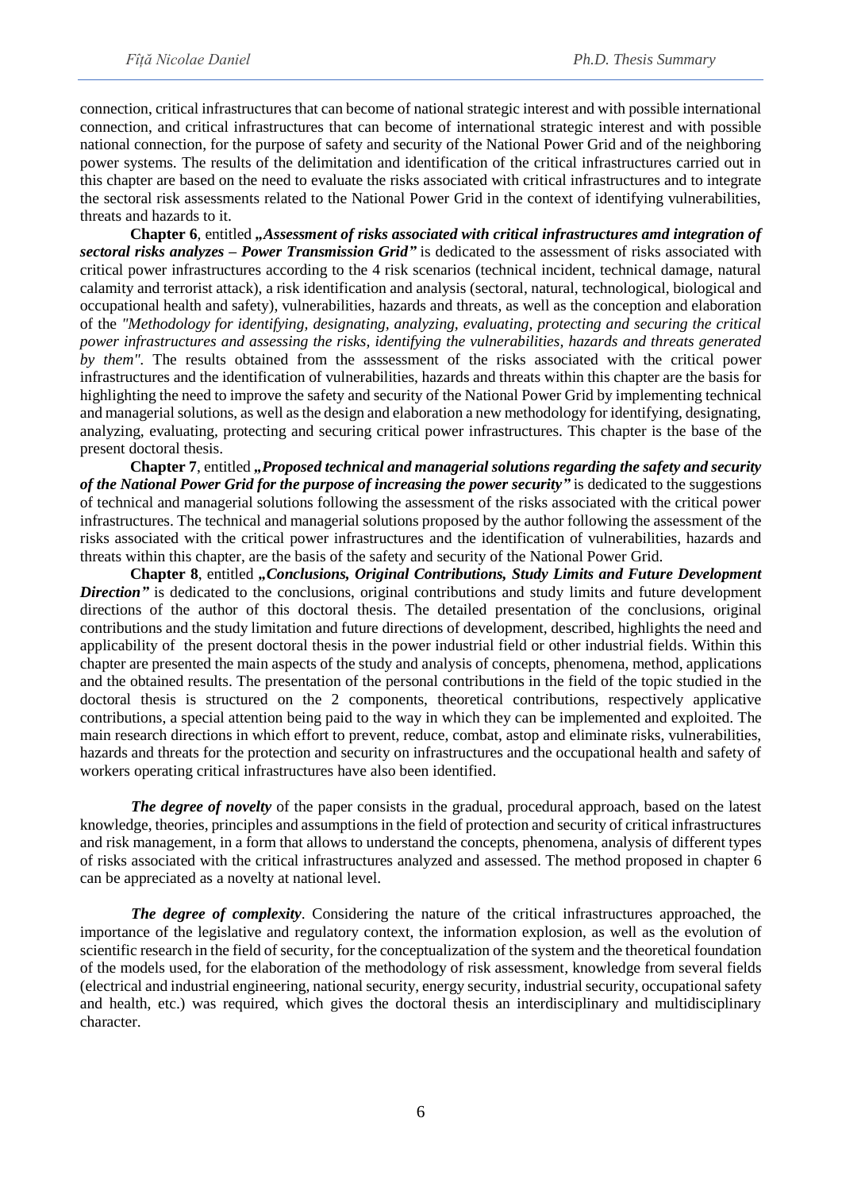connection, critical infrastructures that can become of national strategic interest and with possible international connection, and critical infrastructures that can become of international strategic interest and with possible national connection, for the purpose of safety and security of the National Power Grid and of the neighboring power systems. The results of the delimitation and identification of the critical infrastructures carried out in this chapter are based on the need to evaluate the risks associated with critical infrastructures and to integrate the sectoral risk assessments related to the National Power Grid in the context of identifying vulnerabilities, threats and hazards to it.

**Chapter 6**, entitled ***„Assessment of risks associated with critical infrastructures amd integration of sectoral risks analyzes – Power Transmission Grid"*** is dedicated to the assessment of risks associated with critical power infrastructures according to the 4 risk scenarios (technical incident, technical damage, natural calamity and terrorist attack), a risk identification and analysis (sectoral, natural, technological, biological and occupational health and safety), vulnerabilities, hazards and threats, as well as the conception and elaboration of the *"Methodology for identifying, designating, analyzing, evaluating, protecting and securing the critical power infrastructures and assessing the risks, identifying the vulnerabilities, hazards and threats generated by them"*. The results obtained from the asssessment of the risks associated with the critical power infrastructures and the identification of vulnerabilities, hazards and threats within this chapter are the basis for highlighting the need to improve the safety and security of the National Power Grid by implementing technical and managerial solutions, as well as the design and elaboration a new methodology for identifying, designating, analyzing, evaluating, protecting and securing critical power infrastructures. This chapter is the base of the present doctoral thesis.

**Chapter 7**, entitled ***„Proposed technical and managerial solutions regarding the safety and security of the National Power Grid for the purpose of increasing the power security"*** is dedicated to the suggestions of technical and managerial solutions following the assessment of the risks associated with the critical power infrastructures. The technical and managerial solutions proposed by the author following the assessment of the risks associated with the critical power infrastructures and the identification of vulnerabilities, hazards and threats within this chapter, are the basis of the safety and security of the National Power Grid.

**Chapter 8**, entitled ***„Conclusions, Original Contributions, Study Limits and Future Development Direction"*** is dedicated to the conclusions, original contributions and study limits and future development directions of the author of this doctoral thesis. The detailed presentation of the conclusions, original contributions and the study limitation and future directions of development, described, highlights the need and applicability of the present doctoral thesis in the power industrial field or other industrial fields. Within this chapter are presented the main aspects of the study and analysis of concepts, phenomena, method, applications and the obtained results. The presentation of the personal contributions in the field of the topic studied in the doctoral thesis is structured on the 2 components, theoretical contributions, respectively applicative contributions, a special attention being paid to the way in which they can be implemented and exploited. The main research directions in which effort to prevent, reduce, combat, astop and eliminate risks, vulnerabilities, hazards and threats for the protection and security on infrastructures and the occupational health and safety of workers operating critical infrastructures have also been identified.

***The degree of novelty*** of the paper consists in the gradual, procedural approach, based on the latest knowledge, theories, principles and assumptions in the field of protection and security of critical infrastructures and risk management, in a form that allows to understand the concepts, phenomena, analysis of different types of risks associated with the critical infrastructures analyzed and assessed. The method proposed in chapter 6 can be appreciated as a novelty at national level.

***The degree of complexity***. Considering the nature of the critical infrastructures approached, the importance of the legislative and regulatory context, the information explosion, as well as the evolution of scientific research in the field of security, for the conceptualization of the system and the theoretical foundation of the models used, for the elaboration of the methodology of risk assessment, knowledge from several fields (electrical and industrial engineering, national security, energy security, industrial security, occupational safety and health, etc.) was required, which gives the doctoral thesis an interdisciplinary and multidisciplinary character.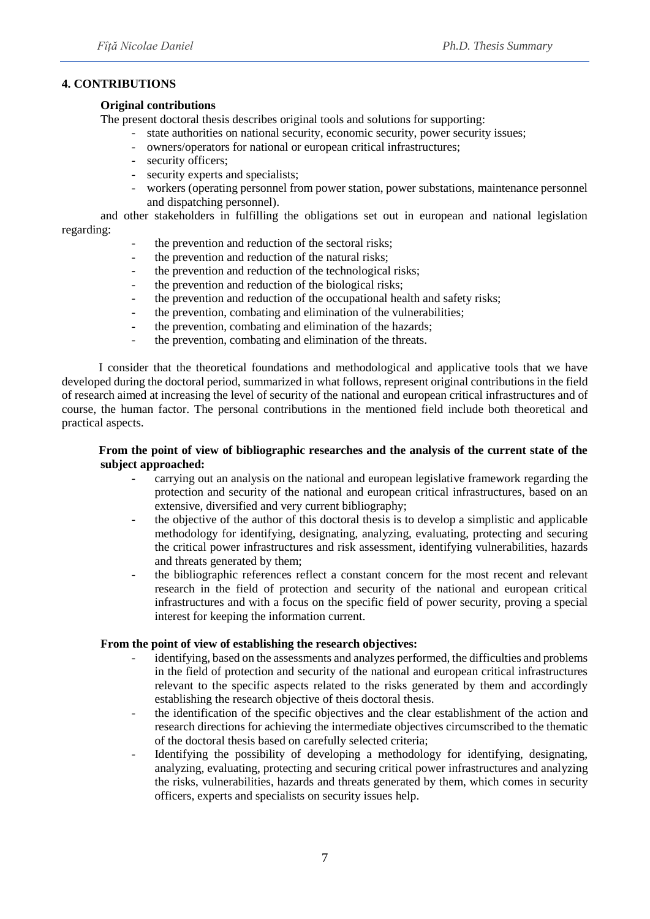## 4. CONTRIBUTIONS

**Original contributions**

The present doctoral thesis describes original tools and solutions for supporting:

- state authorities on national security, economic security, power security issues;
- owners/operators for national or european critical infrastructures;
- security officers;
- security experts and specialists;
- workers (operating personnel from power station, power substations, maintenance personnel and dispatching personnel).

and other stakeholders in fulfilling the obligations set out in european and national legislation regarding:

- the prevention and reduction of the sectoral risks;
- the prevention and reduction of the natural risks;
- the prevention and reduction of the technological risks;
- the prevention and reduction of the biological risks;
- the prevention and reduction of the occupational health and safety risks;
- the prevention, combating and elimination of the vulnerabilities;
- the prevention, combating and elimination of the hazards;
- the prevention, combating and elimination of the threats.

I consider that the theoretical foundations and methodological and applicative tools that we have developed during the doctoral period, summarized in what follows, represent original contributions in the field of research aimed at increasing the level of security of the national and european critical infrastructures and of course, the human factor. The personal contributions in the mentioned field include both theoretical and practical aspects.

**From the point of view of bibliographic researches and the analysis of the current state of the subject approached:**

- carrying out an analysis on the national and european legislative framework regarding the protection and security of the national and european critical infrastructures, based on an extensive, diversified and very current bibliography;
- the objective of the author of this doctoral thesis is to develop a simplistic and applicable methodology for identifying, designating, analyzing, evaluating, protecting and securing the critical power infrastructures and risk assessment, identifying vulnerabilities, hazards and threats generated by them;
- the bibliographic references reflect a constant concern for the most recent and relevant research in the field of protection and security of the national and european critical infrastructures and with a focus on the specific field of power security, proving a special interest for keeping the information current.

**From the point of view of establishing the research objectives:**

- identifying, based on the assessments and analyzes performed, the difficulties and problems in the field of protection and security of the national and european critical infrastructures relevant to the specific aspects related to the risks generated by them and accordingly establishing the research objective of theis doctoral thesis.
- the identification of the specific objectives and the clear establishment of the action and research directions for achieving the intermediate objectives circumscribed to the thematic of the doctoral thesis based on carefully selected criteria;
- Identifying the possibility of developing a methodology for identifying, designating, analyzing, evaluating, protecting and securing critical power infrastructures and analyzing the risks, vulnerabilities, hazards and threats generated by them, which comes in security officers, experts and specialists on security issues help.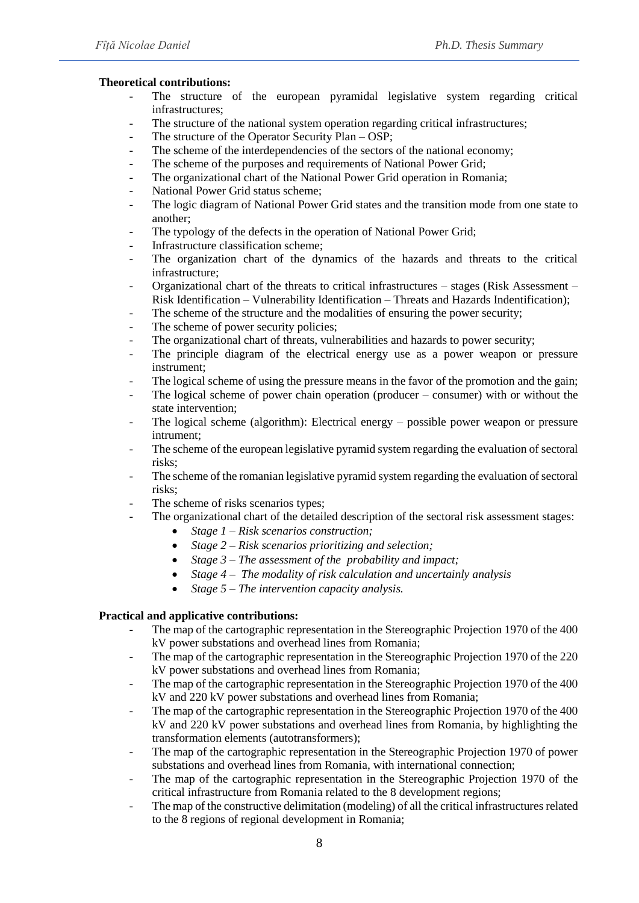**Theoretical contributions:**

- The structure of the european pyramidal legislative system regarding critical infrastructures;
- The structure of the national system operation regarding critical infrastructures;
- The structure of the Operator Security Plan – OSP;
- The scheme of the interdependencies of the sectors of the national economy;
- The scheme of the purposes and requirements of National Power Grid;
- The organizational chart of the National Power Grid operation in Romania;
- National Power Grid status scheme;
- The logic diagram of National Power Grid states and the transition mode from one state to another;
- The typology of the defects in the operation of National Power Grid;
- Infrastructure classification scheme;
- The organization chart of the dynamics of the hazards and threats to the critical infrastructure;
- Organizational chart of the threats to critical infrastructures – stages (Risk Assessment – Risk Identification – Vulnerability Identification – Threats and Hazards Indentification);
- The scheme of the structure and the modalities of ensuring the power security;
- The scheme of power security policies;
- The organizational chart of threats, vulnerabilities and hazards to power security;
- The principle diagram of the electrical energy use as a power weapon or pressure instrument;
- The logical scheme of using the pressure means in the favor of the promotion and the gain;
- The logical scheme of power chain operation (producer – consumer) with or without the state intervention;
- The logical scheme (algorithm): Electrical energy – possible power weapon or pressure intrument;
- The scheme of the european legislative pyramid system regarding the evaluation of sectoral risks;
- The scheme of the romanian legislative pyramid system regarding the evaluation of sectoral risks;
- The scheme of risks scenarios types;
- The organizational chart of the detailed description of the sectoral risk assessment stages:
    - *Stage 1 – Risk scenarios construction;*
    - *Stage 2 – Risk scenarios prioritizing and selection;*
    - *Stage 3 – The assessment of the probability and impact;*
    - *Stage 4 – The modality of risk calculation and uncertainly analysis*
    - *Stage 5 – The intervention capacity analysis.*

**Practical and applicative contributions:**

- The map of the cartographic representation in the Stereographic Projection 1970 of the 400 kV power substations and overhead lines from Romania;
- The map of the cartographic representation in the Stereographic Projection 1970 of the 220 kV power substations and overhead lines from Romania;
- The map of the cartographic representation in the Stereographic Projection 1970 of the 400 kV and 220 kV power substations and overhead lines from Romania;
- The map of the cartographic representation in the Stereographic Projection 1970 of the 400 kV and 220 kV power substations and overhead lines from Romania, by highlighting the transformation elements (autotransformers);
- The map of the cartographic representation in the Stereographic Projection 1970 of power substations and overhead lines from Romania, with international connection;
- The map of the cartographic representation in the Stereographic Projection 1970 of the critical infrastructure from Romania related to the 8 development regions;
- The map of the constructive delimitation (modeling) of all the critical infrastructures related to the 8 regions of regional development in Romania;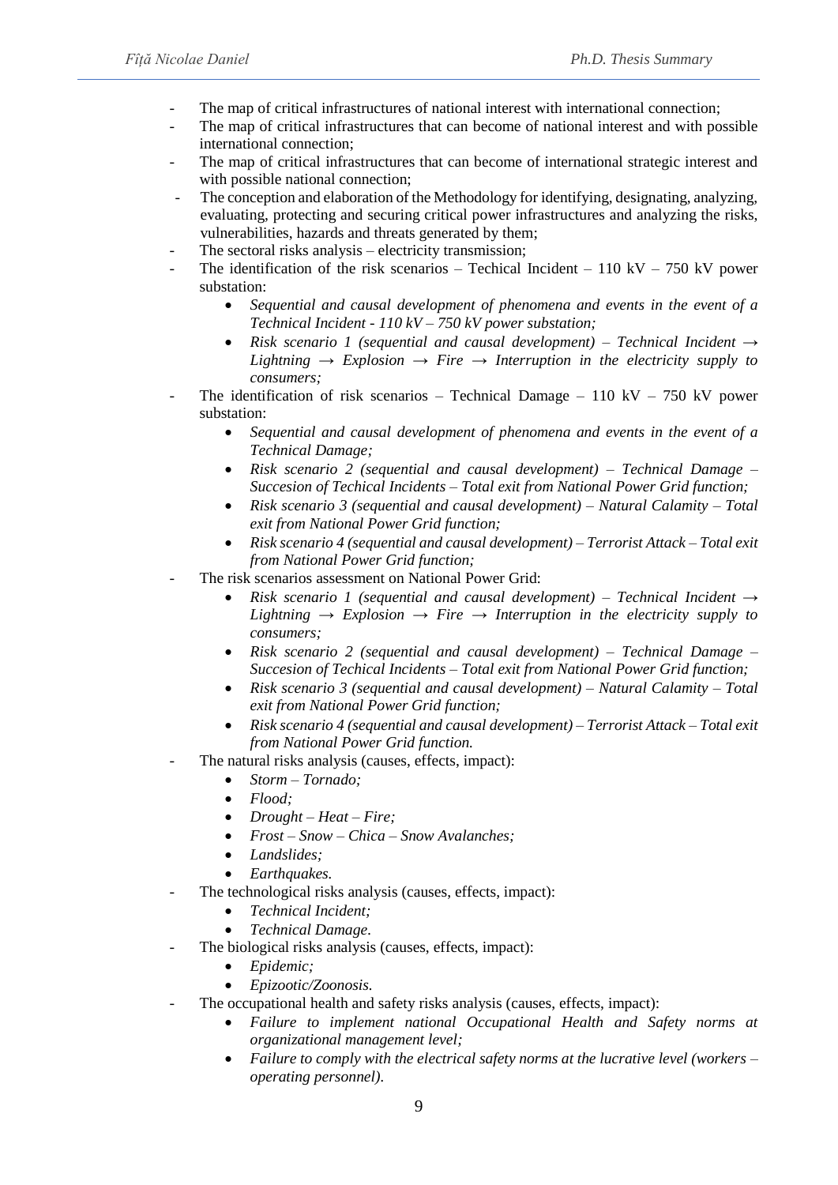- The map of critical infrastructures of national interest with international connection;
- The map of critical infrastructures that can become of national interest and with possible international connection;
- The map of critical infrastructures that can become of international strategic interest and with possible national connection;
- The conception and elaboration of the Methodology for identifying, designating, analyzing, evaluating, protecting and securing critical power infrastructures and analyzing the risks, vulnerabilities, hazards and threats generated by them;
- The sectoral risks analysis – electricity transmission;
- The identification of the risk scenarios – Techical Incident – 110 kV – 750 kV power substation:
  - *Sequential and causal development of phenomena and events in the event of a Technical Incident - 110 kV – 750 kV power substation;*
  - *Risk scenario 1 (sequential and causal development) – Technical Incident → Lightning → Explosion → Fire → Interruption in the electricity supply to consumers;*
- The identification of risk scenarios – Technical Damage – 110 kV – 750 kV power substation:
  - *Sequential and causal development of phenomena and events in the event of a Technical Damage;*
  - *Risk scenario 2 (sequential and causal development) – Technical Damage – Succesion of Techical Incidents – Total exit from National Power Grid function;*
  - *Risk scenario 3 (sequential and causal development) – Natural Calamity – Total exit from National Power Grid function;*
  - *Risk scenario 4 (sequential and causal development) – Terrorist Attack – Total exit from National Power Grid function;*
- The risk scenarios assessment on National Power Grid:
  - *Risk scenario 1 (sequential and causal development) – Technical Incident → Lightning → Explosion → Fire → Interruption in the electricity supply to consumers;*
  - *Risk scenario 2 (sequential and causal development) – Technical Damage – Succesion of Techical Incidents – Total exit from National Power Grid function;*
  - *Risk scenario 3 (sequential and causal development) – Natural Calamity – Total exit from National Power Grid function;*
  - *Risk scenario 4 (sequential and causal development) – Terrorist Attack – Total exit from National Power Grid function.*
- The natural risks analysis (causes, effects, impact):
  - *Storm – Tornado;*
  - *Flood;*
  - *Drought – Heat – Fire;*
  - *Frost – Snow – Chica – Snow Avalanches;*
  - *Landslides;*
  - *Earthquakes.*
- The technological risks analysis (causes, effects, impact):
  - *Technical Incident;*
  - *Technical Damage.*
- The biological risks analysis (causes, effects, impact):
  - *Epidemic;*
  - *Epizootic/Zoonosis.*
- The occupational health and safety risks analysis (causes, effects, impact):
  - *Failure to implement national Occupational Health and Safety norms at organizational management level;*
  - *Failure to comply with the electrical safety norms at the lucrative level (workers – operating personnel).*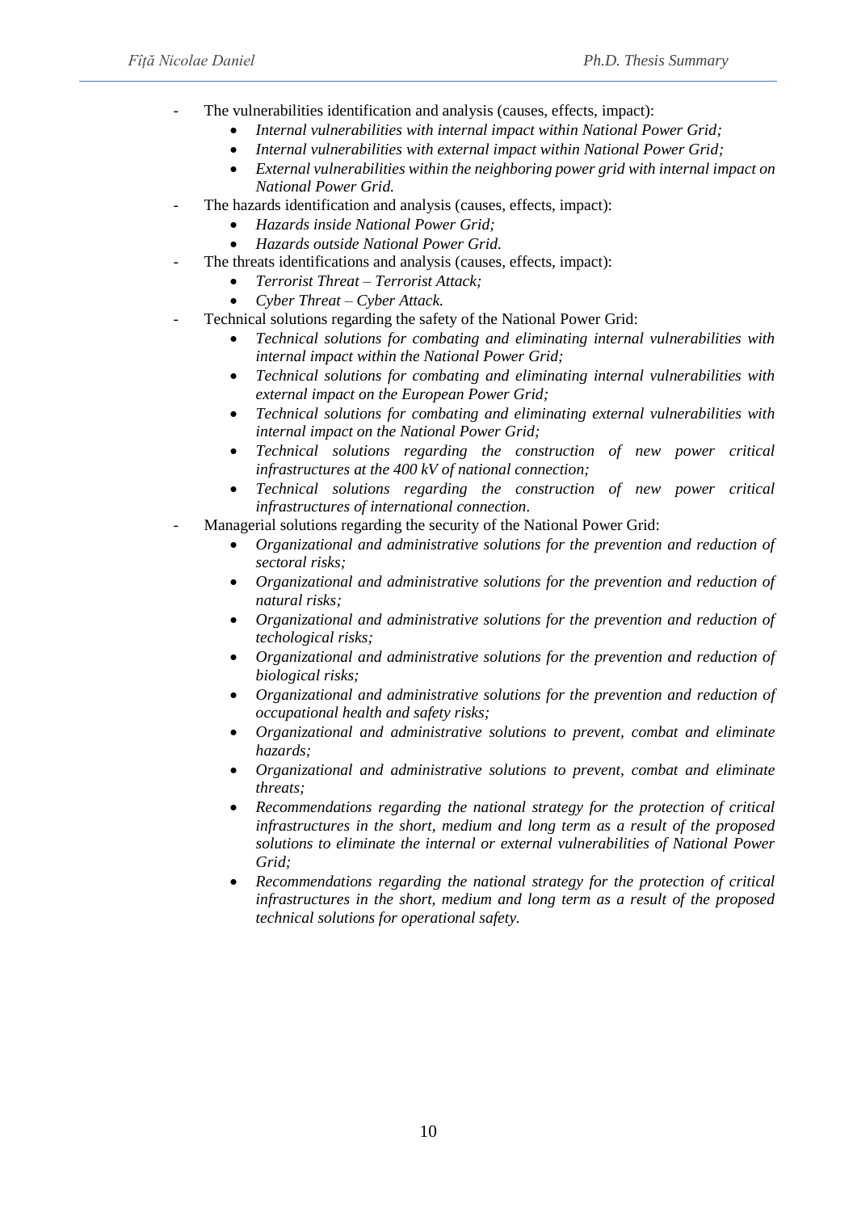- The vulnerabilities identification and analysis (causes, effects, impact):
  - *Internal vulnerabilities with internal impact within National Power Grid;*
  - *Internal vulnerabilities with external impact within National Power Grid;*
  - *External vulnerabilities within the neighboring power grid with internal impact on National Power Grid.*
- The hazards identification and analysis (causes, effects, impact):
  - *Hazards inside National Power Grid;*
  - *Hazards outside National Power Grid.*
- The threats identifications and analysis (causes, effects, impact):
  - *Terrorist Threat – Terrorist Attack;*
  - *Cyber Threat – Cyber Attack.*
- Technical solutions regarding the safety of the National Power Grid:
  - *Technical solutions for combating and eliminating internal vulnerabilities with internal impact within the National Power Grid;*
  - *Technical solutions for combating and eliminating internal vulnerabilities with external impact on the European Power Grid;*
  - *Technical solutions for combating and eliminating external vulnerabilities with internal impact on the National Power Grid;*
  - *Technical solutions regarding the construction of new power critical infrastructures at the 400 kV of national connection;*
  - *Technical solutions regarding the construction of new power critical infrastructures of international connection.*
- Managerial solutions regarding the security of the National Power Grid:
  - *Organizational and administrative solutions for the prevention and reduction of sectoral risks;*
  - *Organizational and administrative solutions for the prevention and reduction of natural risks;*
  - *Organizational and administrative solutions for the prevention and reduction of techological risks;*
  - *Organizational and administrative solutions for the prevention and reduction of biological risks;*
  - *Organizational and administrative solutions for the prevention and reduction of occupational health and safety risks;*
  - *Organizational and administrative solutions to prevent, combat and eliminate hazards;*
  - *Organizational and administrative solutions to prevent, combat and eliminate threats;*
  - *Recommendations regarding the national strategy for the protection of critical infrastructures in the short, medium and long term as a result of the proposed solutions to eliminate the internal or external vulnerabilities of National Power Grid;*
  - *Recommendations regarding the national strategy for the protection of critical infrastructures in the short, medium and long term as a result of the proposed technical solutions for operational safety.*